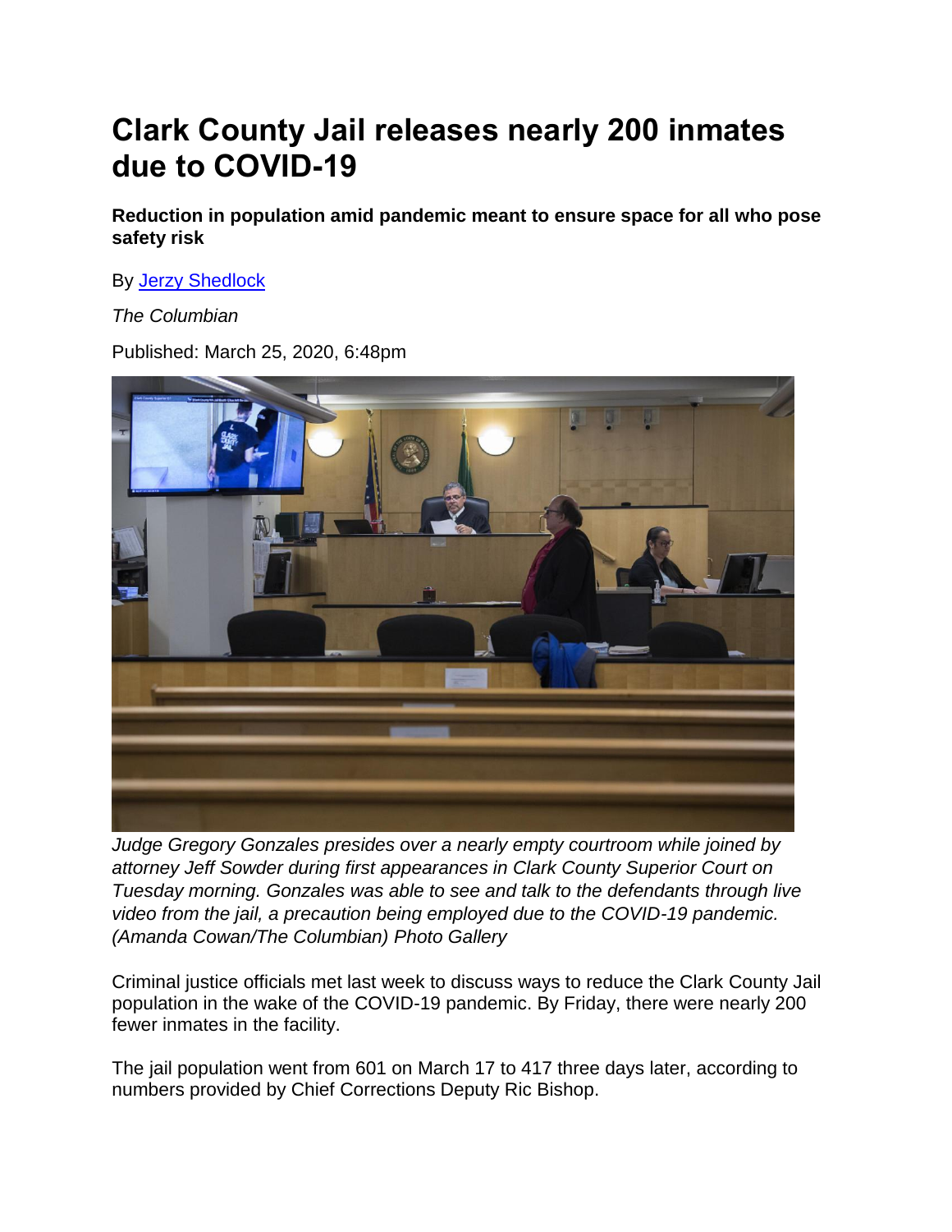# Clark County Jail releases nearly 200 inmates due to COVID-19

**Reduction in population amid pandemic meant to ensure space for all who pose safety risk**

By Jerzy Shedlock

*The Columbian*

Published: March 25, 2020, 6:48pm

*Judge Gregory Gonzales presides over a nearly empty courtroom while joined by attorney Jeff Sowder during first appearances in Clark County Superior Court on Tuesday morning. Gonzales was able to see and talk to the defendants through live video from the jail, a precaution being employed due to the COVID-19 pandemic. (Amanda Cowan/The Columbian) Photo Gallery*

Criminal justice officials met last week to discuss ways to reduce the Clark County Jail population in the wake of the COVID-19 pandemic. By Friday, there were nearly 200 fewer inmates in the facility.

The jail population went from 601 on March 17 to 417 three days later, according to numbers provided by Chief Corrections Deputy Ric Bishop.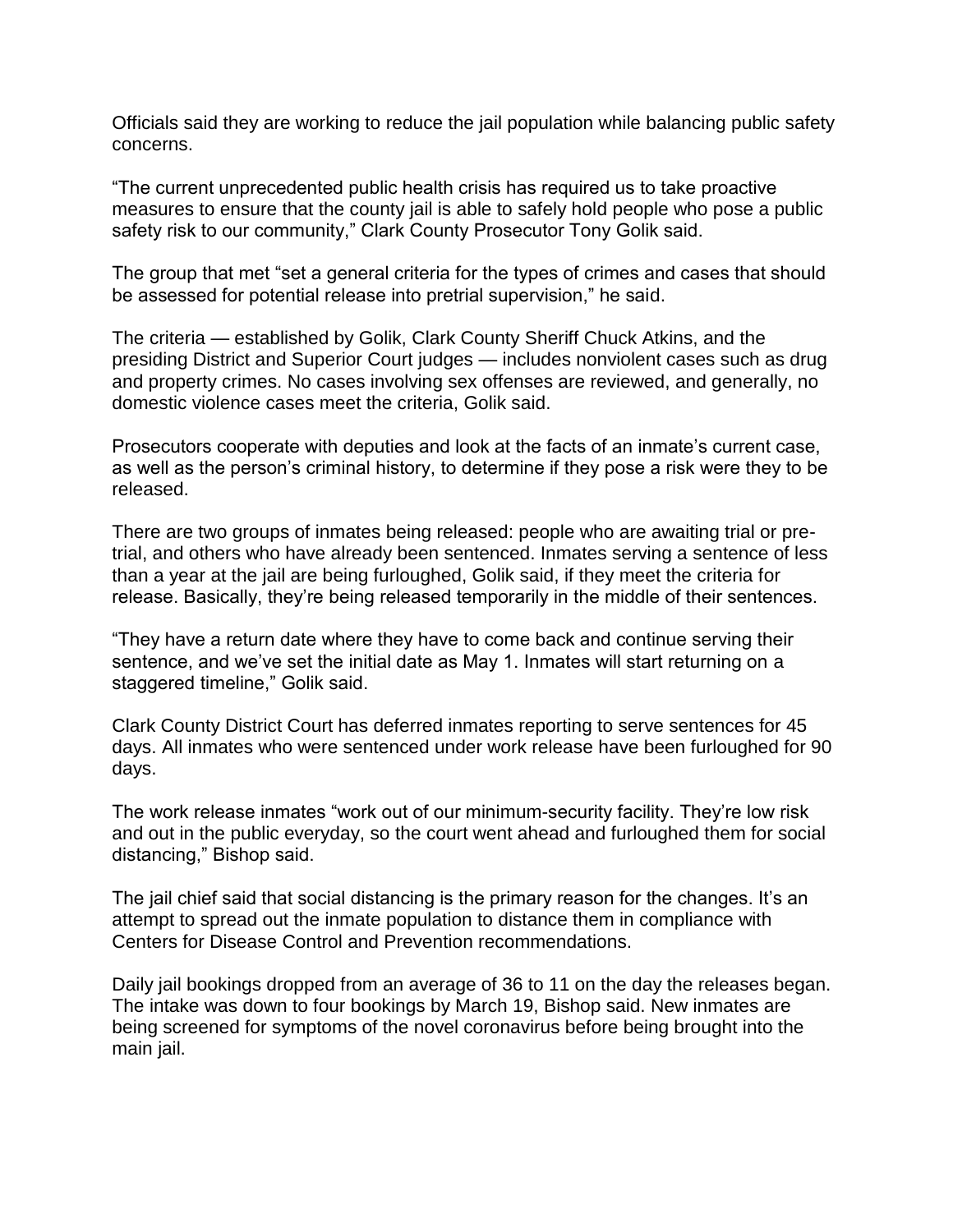Officials said they are working to reduce the jail population while balancing public safety concerns.

“The current unprecedented public health crisis has required us to take proactive measures to ensure that the county jail is able to safely hold people who pose a public safety risk to our community,” Clark County Prosecutor Tony Golik said.

The group that met “set a general criteria for the types of crimes and cases that should be assessed for potential release into pretrial supervision,” he said.

The criteria — established by Golik, Clark County Sheriff Chuck Atkins, and the presiding District and Superior Court judges — includes nonviolent cases such as drug and property crimes. No cases involving sex offenses are reviewed, and generally, no domestic violence cases meet the criteria, Golik said.

Prosecutors cooperate with deputies and look at the facts of an inmate’s current case, as well as the person’s criminal history, to determine if they pose a risk were they to be released.

There are two groups of inmates being released: people who are awaiting trial or pre-trial, and others who have already been sentenced. Inmates serving a sentence of less than a year at the jail are being furloughed, Golik said, if they meet the criteria for release. Basically, they’re being released temporarily in the middle of their sentences.

“They have a return date where they have to come back and continue serving their sentence, and we’ve set the initial date as May 1. Inmates will start returning on a staggered timeline,” Golik said.

Clark County District Court has deferred inmates reporting to serve sentences for 45 days. All inmates who were sentenced under work release have been furloughed for 90 days.

The work release inmates “work out of our minimum-security facility. They’re low risk and out in the public everyday, so the court went ahead and furloughed them for social distancing,” Bishop said.

The jail chief said that social distancing is the primary reason for the changes. It’s an attempt to spread out the inmate population to distance them in compliance with Centers for Disease Control and Prevention recommendations.

Daily jail bookings dropped from an average of 36 to 11 on the day the releases began. The intake was down to four bookings by March 19, Bishop said. New inmates are being screened for symptoms of the novel coronavirus before being brought into the main jail.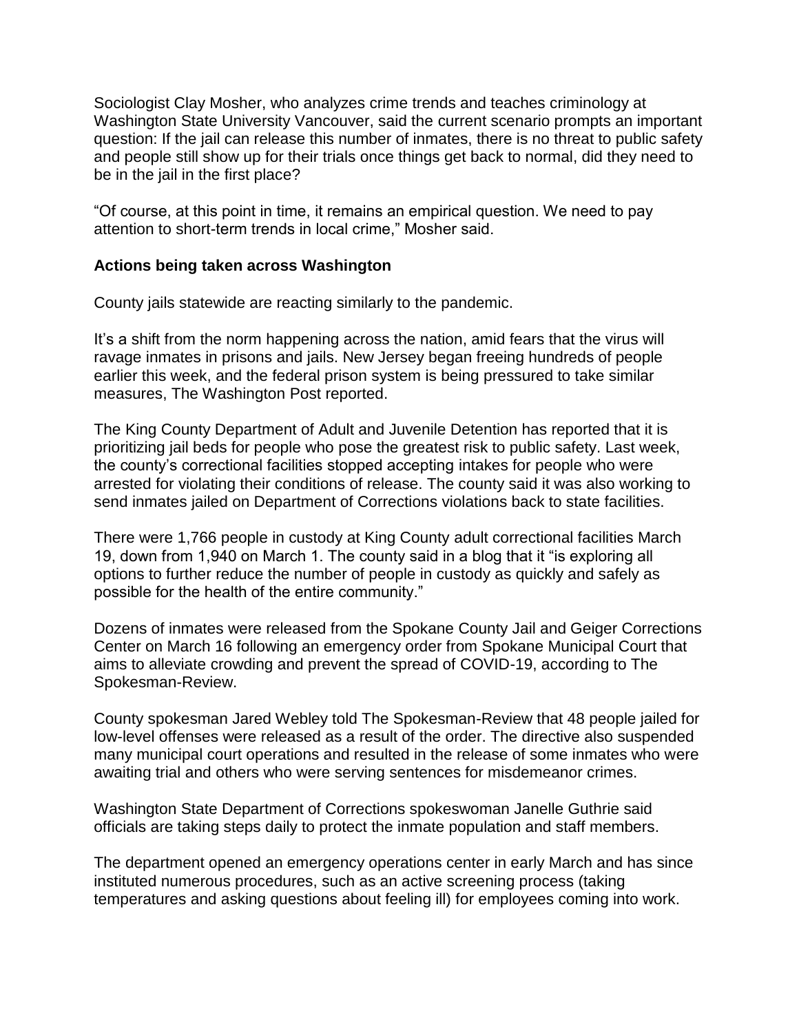Sociologist Clay Mosher, who analyzes crime trends and teaches criminology at Washington State University Vancouver, said the current scenario prompts an important question: If the jail can release this number of inmates, there is no threat to public safety and people still show up for their trials once things get back to normal, did they need to be in the jail in the first place?

"Of course, at this point in time, it remains an empirical question. We need to pay attention to short-term trends in local crime," Mosher said.

**Actions being taken across Washington**

County jails statewide are reacting similarly to the pandemic.

It's a shift from the norm happening across the nation, amid fears that the virus will ravage inmates in prisons and jails. New Jersey began freeing hundreds of people earlier this week, and the federal prison system is being pressured to take similar measures, The Washington Post reported.

The King County Department of Adult and Juvenile Detention has reported that it is prioritizing jail beds for people who pose the greatest risk to public safety. Last week, the county's correctional facilities stopped accepting intakes for people who were arrested for violating their conditions of release. The county said it was also working to send inmates jailed on Department of Corrections violations back to state facilities.

There were 1,766 people in custody at King County adult correctional facilities March 19, down from 1,940 on March 1. The county said in a blog that it "is exploring all options to further reduce the number of people in custody as quickly and safely as possible for the health of the entire community."

Dozens of inmates were released from the Spokane County Jail and Geiger Corrections Center on March 16 following an emergency order from Spokane Municipal Court that aims to alleviate crowding and prevent the spread of COVID-19, according to The Spokesman-Review.

County spokesman Jared Webley told The Spokesman-Review that 48 people jailed for low-level offenses were released as a result of the order. The directive also suspended many municipal court operations and resulted in the release of some inmates who were awaiting trial and others who were serving sentences for misdemeanor crimes.

Washington State Department of Corrections spokeswoman Janelle Guthrie said officials are taking steps daily to protect the inmate population and staff members.

The department opened an emergency operations center in early March and has since instituted numerous procedures, such as an active screening process (taking temperatures and asking questions about feeling ill) for employees coming into work.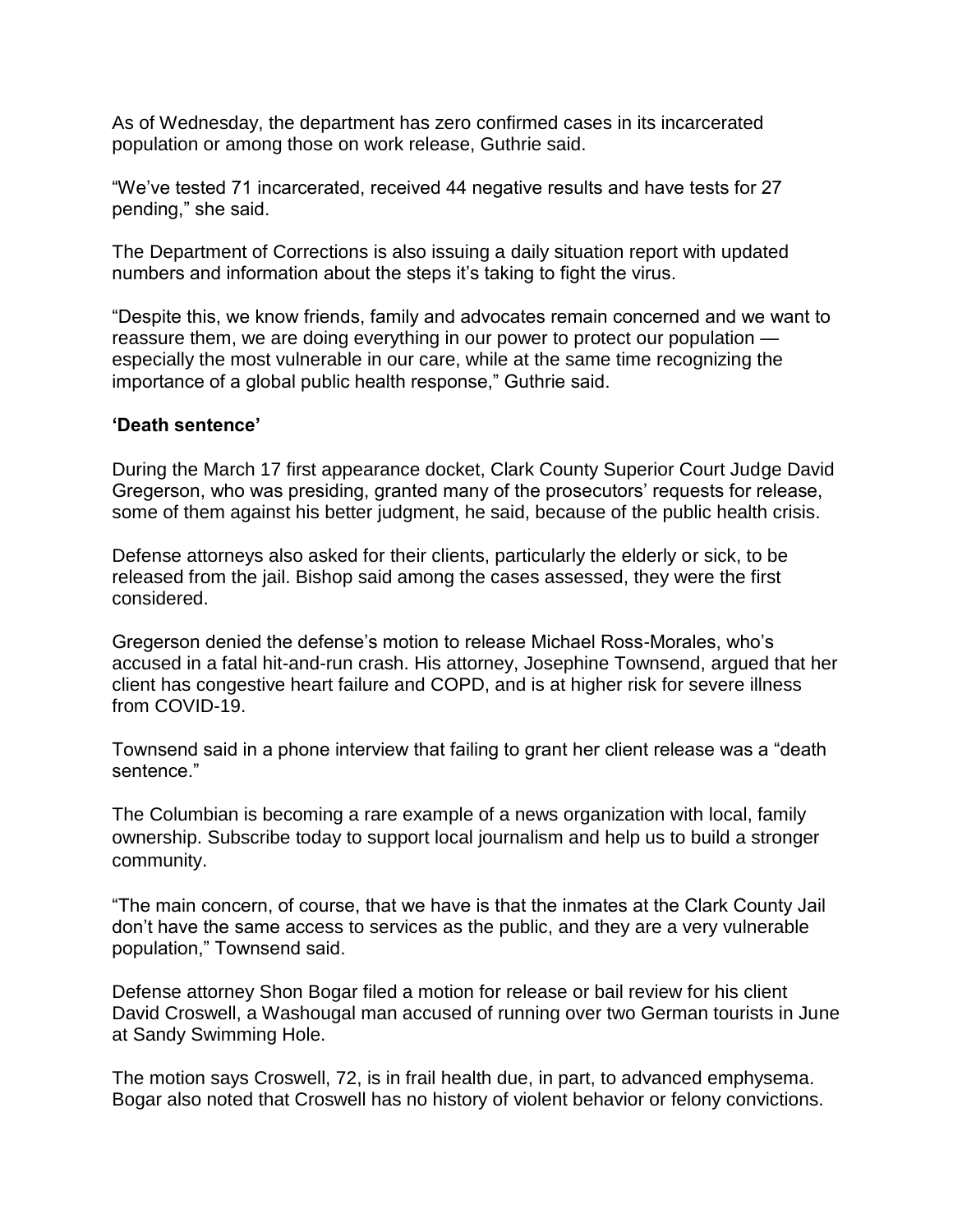As of Wednesday, the department has zero confirmed cases in its incarcerated population or among those on work release, Guthrie said.

“We’ve tested 71 incarcerated, received 44 negative results and have tests for 27 pending,” she said.

The Department of Corrections is also issuing a daily situation report with updated numbers and information about the steps it’s taking to fight the virus.

“Despite this, we know friends, family and advocates remain concerned and we want to reassure them, we are doing everything in our power to protect our population — especially the most vulnerable in our care, while at the same time recognizing the importance of a global public health response,” Guthrie said.

**‘Death sentence’**

During the March 17 first appearance docket, Clark County Superior Court Judge David Gregerson, who was presiding, granted many of the prosecutors’ requests for release, some of them against his better judgment, he said, because of the public health crisis.

Defense attorneys also asked for their clients, particularly the elderly or sick, to be released from the jail. Bishop said among the cases assessed, they were the first considered.

Gregerson denied the defense’s motion to release Michael Ross-Morales, who’s accused in a fatal hit-and-run crash. His attorney, Josephine Townsend, argued that her client has congestive heart failure and COPD, and is at higher risk for severe illness from COVID-19.

Townsend said in a phone interview that failing to grant her client release was a “death sentence.”

The Columbian is becoming a rare example of a news organization with local, family ownership. Subscribe today to support local journalism and help us to build a stronger community.

“The main concern, of course, that we have is that the inmates at the Clark County Jail don’t have the same access to services as the public, and they are a very vulnerable population,” Townsend said.

Defense attorney Shon Bogar filed a motion for release or bail review for his client David Croswell, a Washougal man accused of running over two German tourists in June at Sandy Swimming Hole.

The motion says Croswell, 72, is in frail health due, in part, to advanced emphysema. Bogar also noted that Croswell has no history of violent behavior or felony convictions.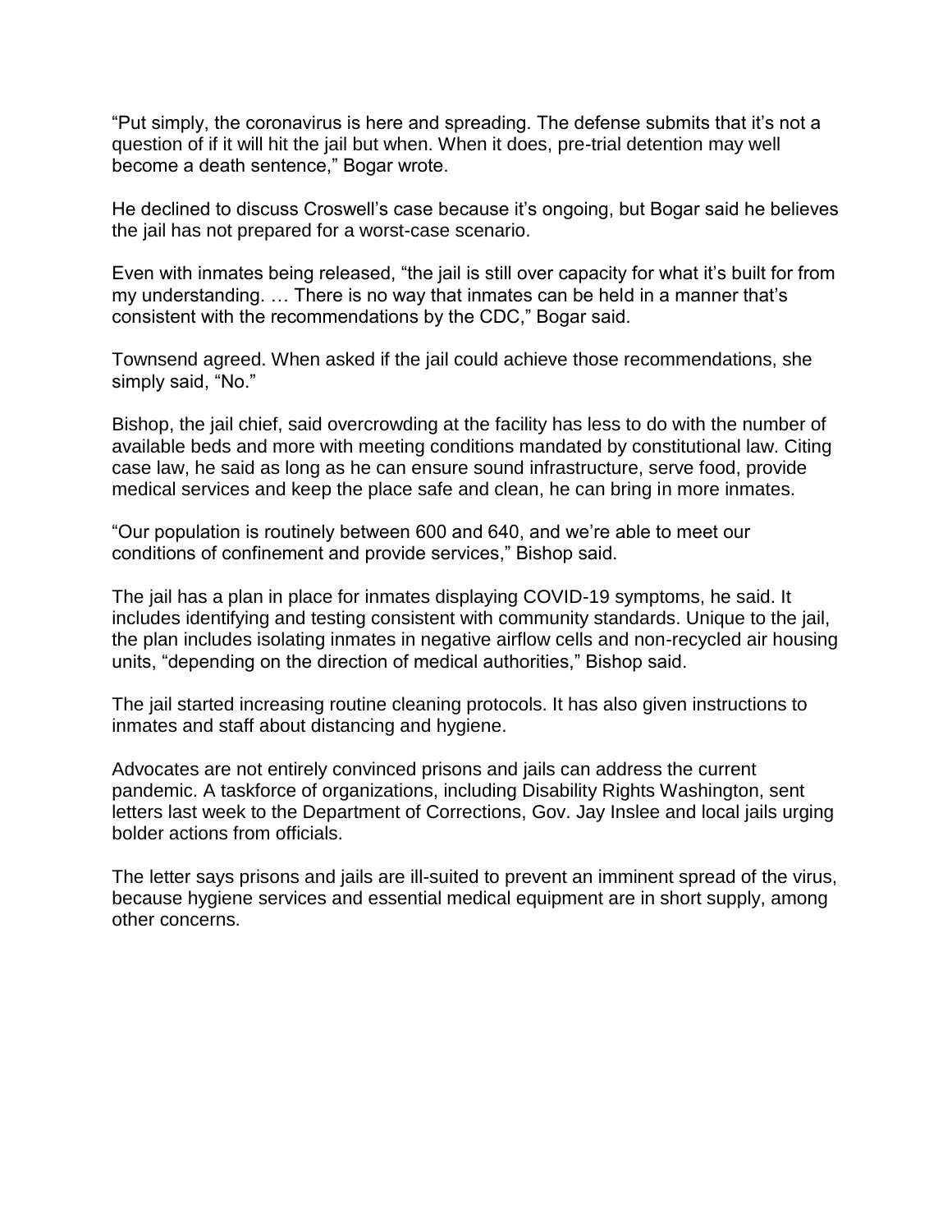"Put simply, the coronavirus is here and spreading. The defense submits that it's not a question of if it will hit the jail but when. When it does, pre-trial detention may well become a death sentence," Bogar wrote.

He declined to discuss Croswell's case because it's ongoing, but Bogar said he believes the jail has not prepared for a worst-case scenario.

Even with inmates being released, "the jail is still over capacity for what it's built for from my understanding. … There is no way that inmates can be held in a manner that's consistent with the recommendations by the CDC," Bogar said.

Townsend agreed. When asked if the jail could achieve those recommendations, she simply said, "No."

Bishop, the jail chief, said overcrowding at the facility has less to do with the number of available beds and more with meeting conditions mandated by constitutional law. Citing case law, he said as long as he can ensure sound infrastructure, serve food, provide medical services and keep the place safe and clean, he can bring in more inmates.

"Our population is routinely between 600 and 640, and we're able to meet our conditions of confinement and provide services," Bishop said.

The jail has a plan in place for inmates displaying COVID-19 symptoms, he said. It includes identifying and testing consistent with community standards. Unique to the jail, the plan includes isolating inmates in negative airflow cells and non-recycled air housing units, "depending on the direction of medical authorities," Bishop said.

The jail started increasing routine cleaning protocols. It has also given instructions to inmates and staff about distancing and hygiene.

Advocates are not entirely convinced prisons and jails can address the current pandemic. A taskforce of organizations, including Disability Rights Washington, sent letters last week to the Department of Corrections, Gov. Jay Inslee and local jails urging bolder actions from officials.

The letter says prisons and jails are ill-suited to prevent an imminent spread of the virus, because hygiene services and essential medical equipment are in short supply, among other concerns.